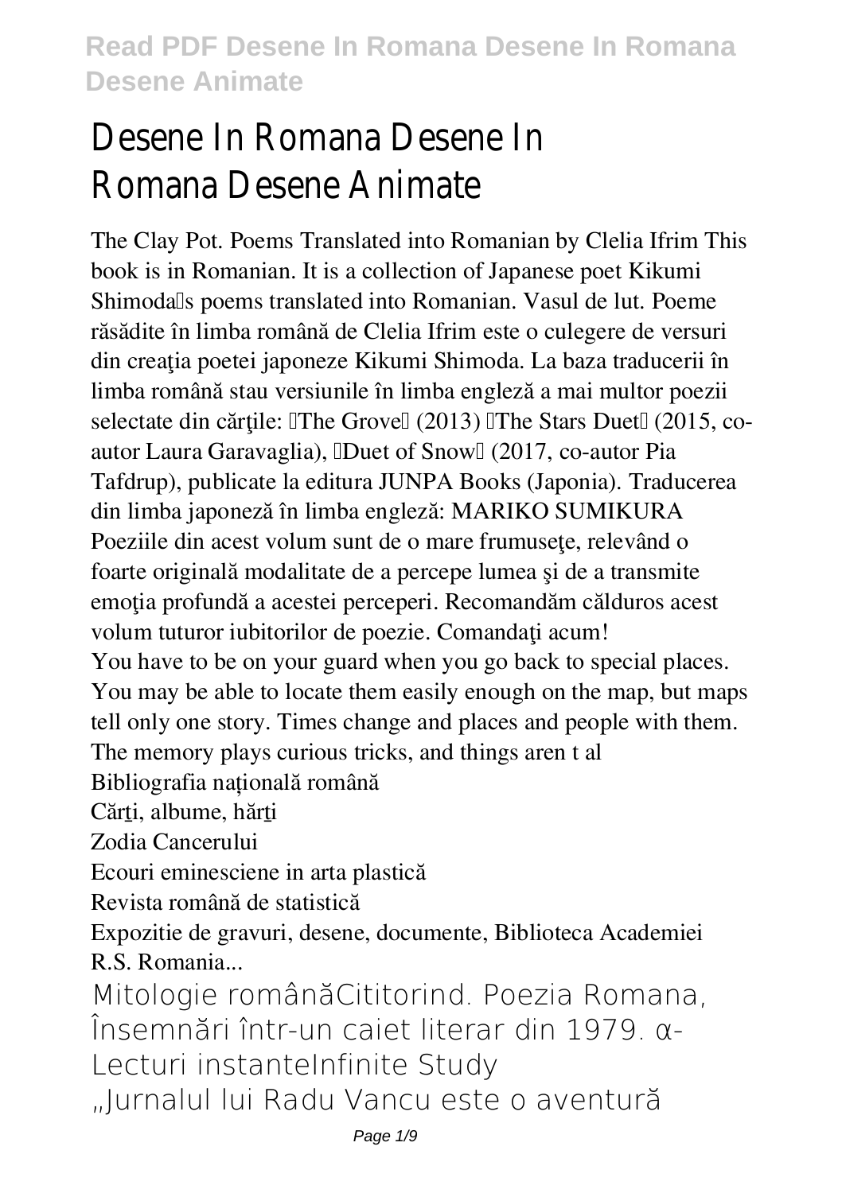# Desene In Romana Desene In Romana Desene Animate

The Clay Pot. Poems Translated into Romanian by Clelia Ifrim This book is in Romanian. It is a collection of Japanese poet Kikumi Shimoda's poems translated into Romanian. Vasul de lut. Poeme răsădite în limba română de Clelia Ifrim este o culegere de versuri din creaţia poetei japoneze Kikumi Shimoda. La baza traducerii în limba română stau versiunile în limba engleză a mai multor poezii selectate din cărţile: "The Grove" (2013) "The Stars Duet" (2015, co-autor Laura Garavaglia), "Duet of Snow" (2017, co-autor Pia Tafdrup), publicate la editura JUNPA Books (Japonia). Traducerea din limba japoneză în limba engleză: MARIKO SUMIKURA Poeziile din acest volum sunt de o mare frumuseţe, relevând o foarte originală modalitate de a percepe lumea şi de a transmite emoţia profundă a acestei perceperi. Recomandăm călduros acest volum tuturor iubitorilor de poezie. Comandaţi acum!

You have to be on your guard when you go back to special places. You may be able to locate them easily enough on the map, but maps tell only one story. Times change and places and people with them. The memory plays curious tricks, and things aren t al

Bibliografia națională română

Cărți, albume, hărți

Zodia Cancerului

Ecouri eminesciene in arta plastică

Revista română de statistică

Expozitie de gravuri, desene, documente, Biblioteca Academiei R.S. Romania...

Mitologie românăCititorind. Poezia Romana, Însemnări într-un caiet literar din 1979. α-Lecturi instanteInfinite Study

„Jurnalul lui Radu Vancu este o aventură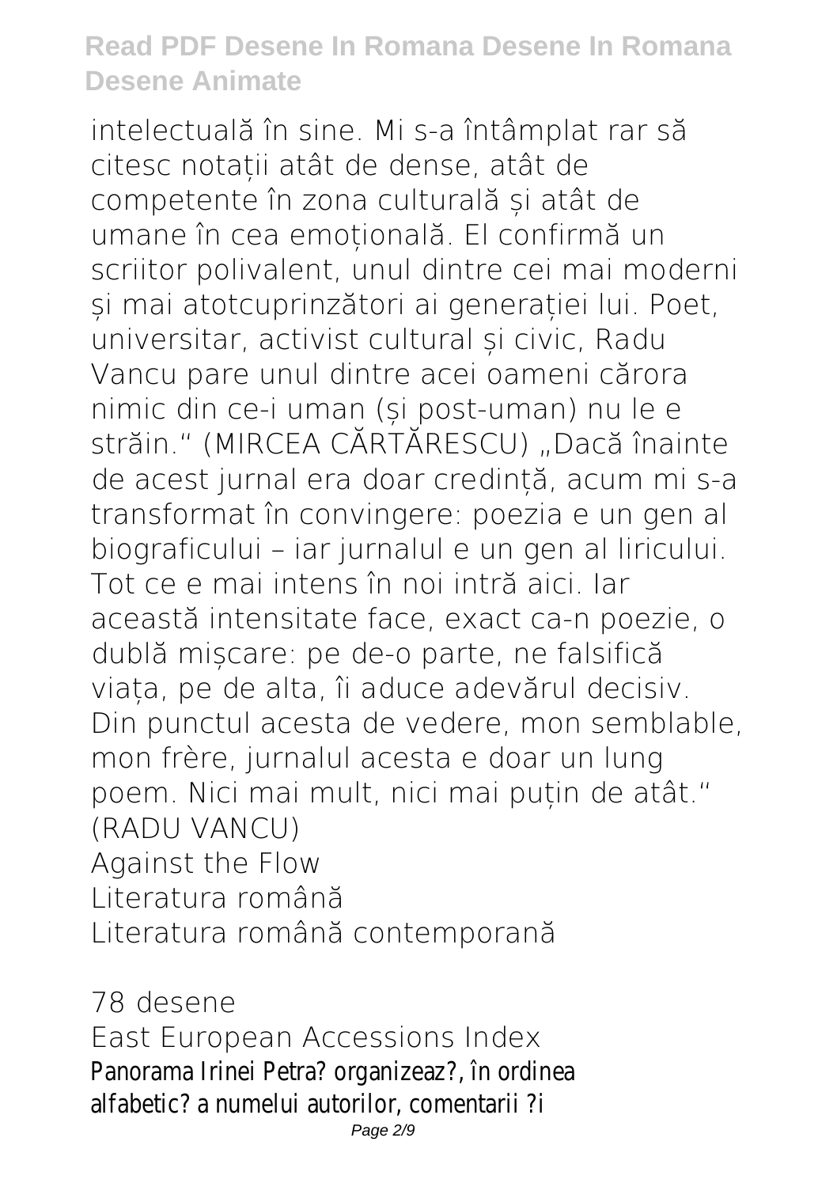intelectuală în sine. Mi s-a întâmplat rar să citesc notații atât de dense, atât de competente în zona culturală și atât de umane în cea emoțională. El confirmă un scriitor polivalent, unul dintre cei mai moderni și mai atotcuprinzători ai generației lui. Poet, universitar, activist cultural și civic, Radu Vancu pare unul dintre acei oameni cărora nimic din ce-i uman (și post-uman) nu le e străin." (MIRCEA CĂRTĂRESCU) „Dacă înainte de acest jurnal era doar credință, acum mi s-a transformat în convingere: poezia e un gen al biograficului – iar jurnalul e un gen al liricului. Tot ce e mai intens în noi intră aici. Iar această intensitate face, exact ca-n poezie, o dublă mișcare: pe de-o parte, ne falsifică viața, pe de alta, îi aduce adevărul decisiv. Din punctul acesta de vedere, mon semblable, mon frère, jurnalul acesta e doar un lung poem. Nici mai mult, nici mai puțin de atât." (RADU VANCU)

Against the Flow

Literatura română

Literatura română contemporană

78 desene

East European Accessions Index

Panorama Irinei Petra? organizeaz?, în ordinea alfabetic? a numelui autorilor, comentarii ?i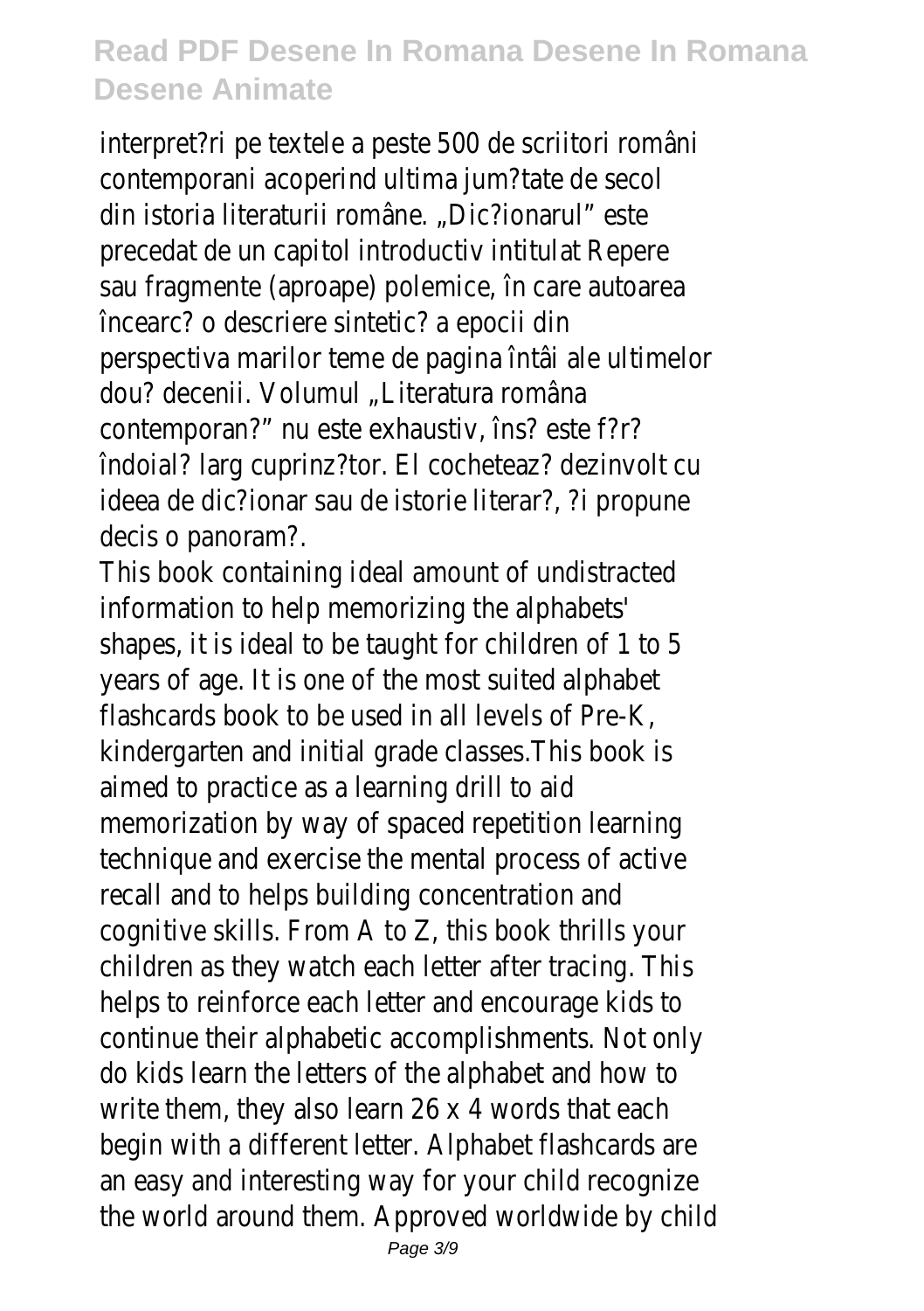interpret?ri pe textele a peste 500 de scriitori români contemporani acoperind ultima jum?tate de secol din istoria literaturii române. „Dic?ionarul" este precedat de un capitol introductiv intitulat Repere sau fragmente (aproape) polemice, în care autoarea încearc? o descriere sintetic? a epocii din perspectiva marilor teme de pagina întâi ale ultimelor dou? decenii. Volumul „Literatura româna contemporan?" nu este exhaustiv, îns? este f?r? îndoial? larg cuprinz?tor. El cocheteaz? dezinvolt cu ideea de dic?ionar sau de istorie literar?, ?i propune decis o panoram?.

This book containing ideal amount of undistracted information to help memorizing the alphabets' shapes, it is ideal to be taught for children of 1 to 5 years of age. It is one of the most suited alphabet flashcards book to be used in all levels of Pre-K, kindergarten and initial grade classes.This book is aimed to practice as a learning drill to aid memorization by way of spaced repetition learning technique and exercise the mental process of active recall and to helps building concentration and cognitive skills. From A to Z, this book thrills your children as they watch each letter after tracing. This helps to reinforce each letter and encourage kids to continue their alphabetic accomplishments. Not only do kids learn the letters of the alphabet and how to write them, they also learn 26 x 4 words that each begin with a different letter. Alphabet flashcards are an easy and interesting way for your child recognize the world around them. Approved worldwide by child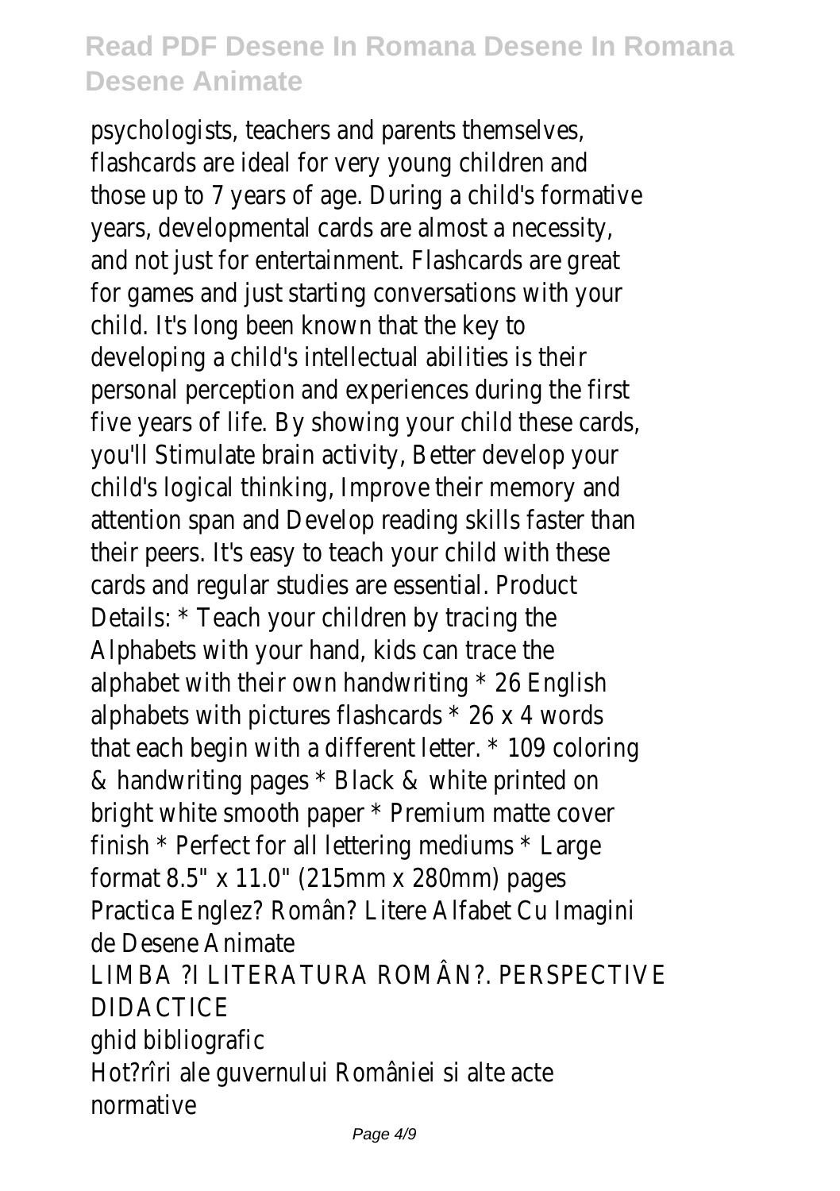psychologists, teachers and parents themselves, flashcards are ideal for very young children and those up to 7 years of age. During a child's formative years, developmental cards are almost a necessity, and not just for entertainment. Flashcards are great for games and just starting conversations with your child. It's long been known that the key to developing a child's intellectual abilities is their personal perception and experiences during the first five years of life. By showing your child these cards, you'll Stimulate brain activity, Better develop your child's logical thinking, Improve their memory and attention span and Develop reading skills faster than their peers. It's easy to teach your child with these cards and regular studies are essential. Product Details: * Teach your children by tracing the Alphabets with your hand, kids can trace the alphabet with their own handwriting * 26 English alphabets with pictures flashcards * 26 x 4 words that each begin with a different letter. * 109 coloring & handwriting pages * Black & white printed on bright white smooth paper * Premium matte cover finish * Perfect for all lettering mediums * Large format 8.5" x 11.0" (215mm x 280mm) pages

Practica Englez? Român? Litere Alfabet Cu Imagini de Desene Animate

LIMBA ?I LITERATURA ROMÂN?. PERSPECTIVE DIDACTICE

ghid bibliografic

Hot?rîri ale guvernului României si alte acte normative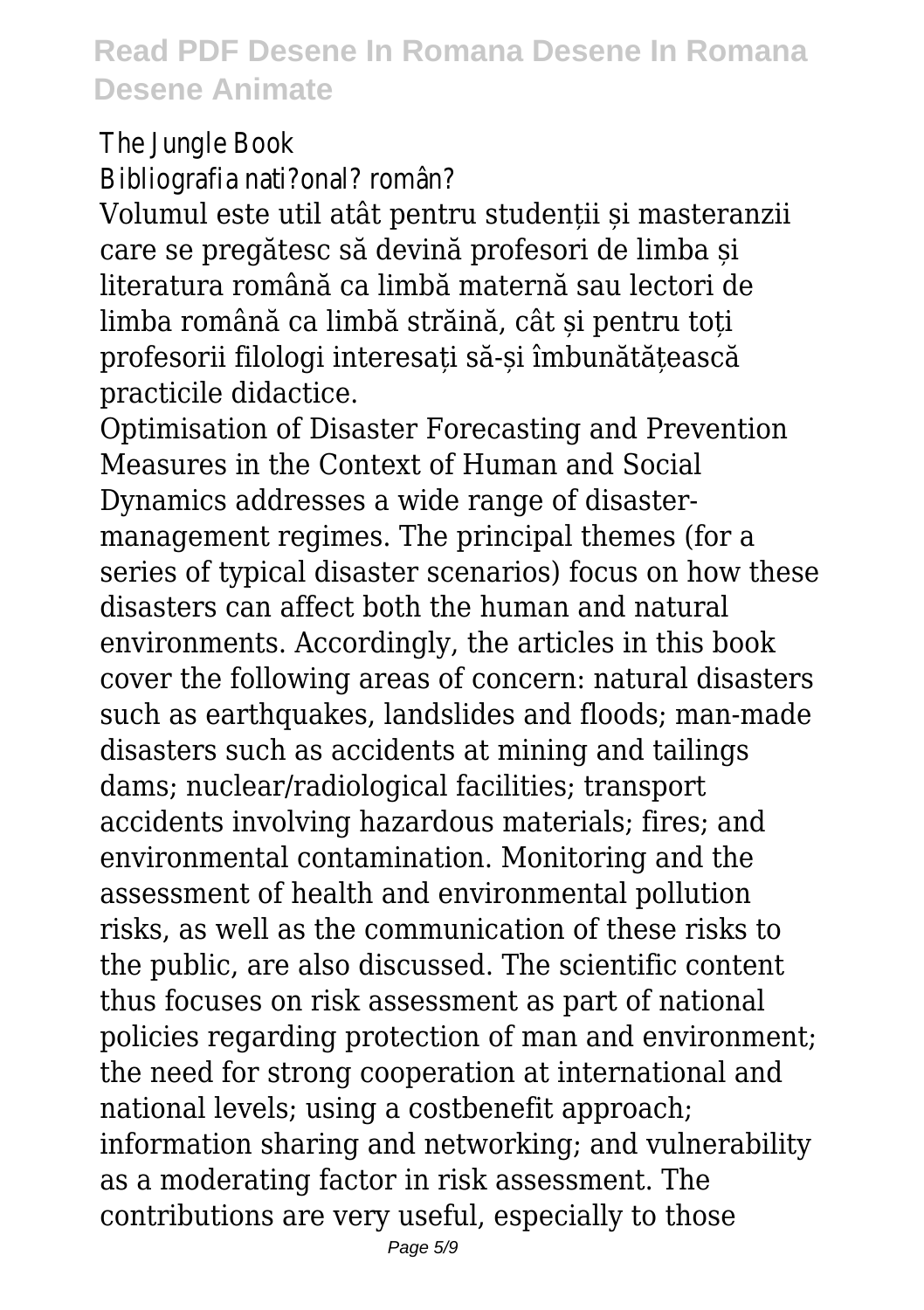The Jungle Book

Bibliografia nati?onal? român?

Volumul este util atât pentru studenții și masteranzii care se pregătesc să devină profesori de limba și literatura română ca limbă maternă sau lectori de limba română ca limbă străină, cât și pentru toți profesorii filologi interesați să-și îmbunătățească practicile didactice.

Optimisation of Disaster Forecasting and Prevention Measures in the Context of Human and Social Dynamics addresses a wide range of disaster-management regimes. The principal themes (for a series of typical disaster scenarios) focus on how these disasters can affect both the human and natural environments. Accordingly, the articles in this book cover the following areas of concern: natural disasters such as earthquakes, landslides and floods; man-made disasters such as accidents at mining and tailings dams; nuclear/radiological facilities; transport accidents involving hazardous materials; fires; and environmental contamination. Monitoring and the assessment of health and environmental pollution risks, as well as the communication of these risks to the public, are also discussed. The scientific content thus focuses on risk assessment as part of national policies regarding protection of man and environment; the need for strong cooperation at international and national levels; using a costbenefit approach; information sharing and networking; and vulnerability as a moderating factor in risk assessment. The contributions are very useful, especially to those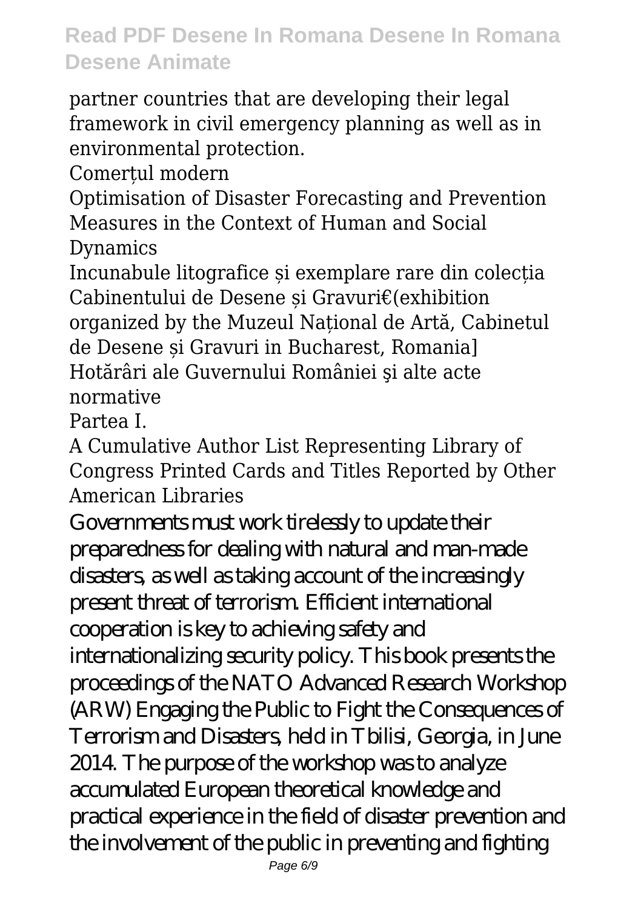partner countries that are developing their legal framework in civil emergency planning as well as in environmental protection.

Comerțul modern

Optimisation of Disaster Forecasting and Prevention Measures in the Context of Human and Social Dynamics

Incunabule litografice și exemplare rare din colecția Cabinentului de Desene și Gravuri€(exhibition organized by the Muzeul Național de Artă, Cabinetul de Desene și Gravuri in Bucharest, Romania]

Hotărâri ale Guvernului României şi alte acte normative

Partea I.

A Cumulative Author List Representing Library of Congress Printed Cards and Titles Reported by Other American Libraries

Governments must work tirelessly to update their preparedness for dealing with natural and man-made disasters, as well as taking account of the increasingly present threat of terrorism. Efficient international cooperation is key to achieving safety and internationalizing security policy. This book presents the proceedings of the NATO Advanced Research Workshop (ARW) Engaging the Public to Fight the Consequences of Terrorism and Disasters, held in Tbilisi, Georgia, in June 2014. The purpose of the workshop was to analyze accumulated European theoretical knowledge and practical experience in the field of disaster prevention and the involvement of the public in preventing and fighting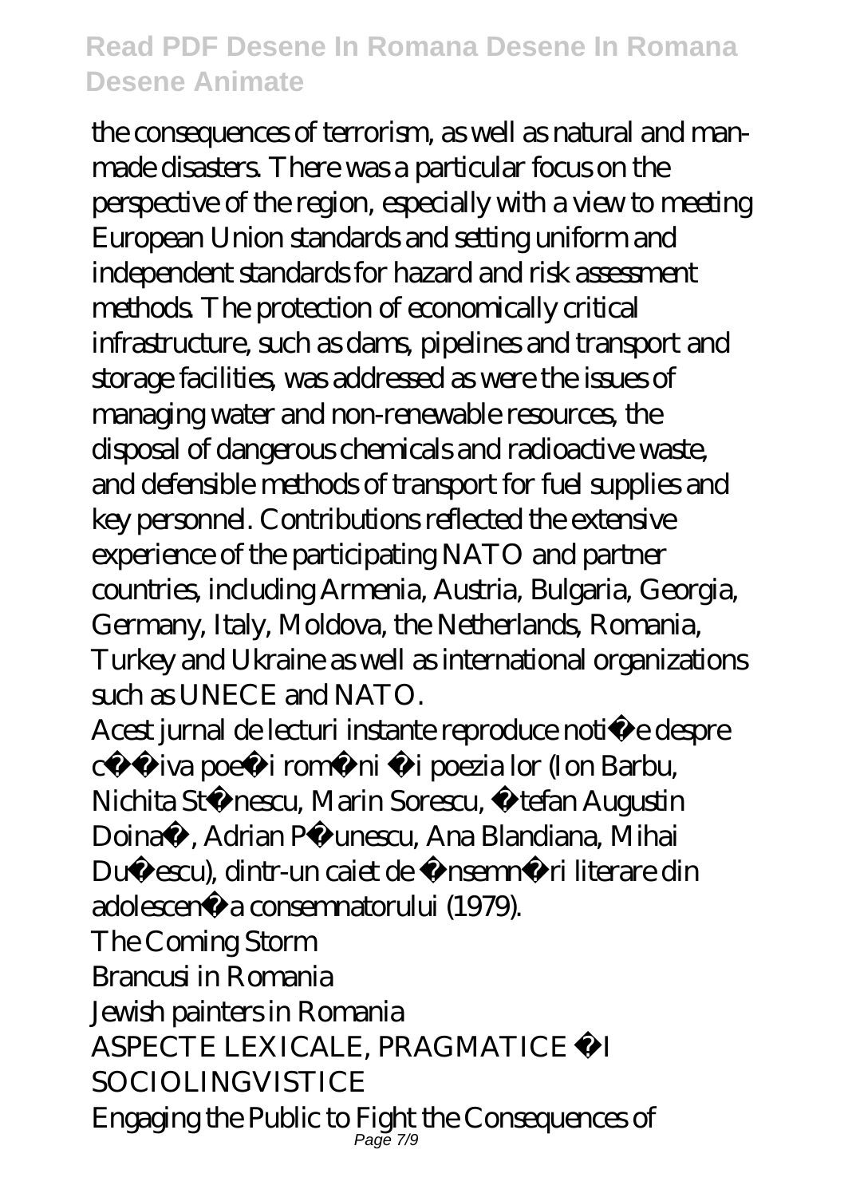the consequences of terrorism, as well as natural and man-made disasters. There was a particular focus on the perspective of the region, especially with a view to meeting European Union standards and setting uniform and independent standards for hazard and risk assessment methods. The protection of economically critical infrastructure, such as dams, pipelines and transport and storage facilities, was addressed as were the issues of managing water and non-renewable resources, the disposal of dangerous chemicals and radioactive waste, and defensible methods of transport for fuel supplies and key personnel. Contributions reflected the extensive experience of the participating NATO and partner countries, including Armenia, Austria, Bulgaria, Georgia, Germany, Italy, Moldova, the Netherlands, Romania, Turkey and Ukraine as well as international organizations such as UNECE and NATO.

Acest jurnal de lecturi instante reproduce noti e despre câ iva poe i români i poezia lor (Ion Barbu, Nichita St nescu, Marin Sorescu, tefan Augustin Doina , Adrian P unescu, Ana Blandiana, Mihai Du escu), dintr-un caiet de însemn ri literare din adolescen a consemnatorului (1979).

The Coming Storm

Brancusi in Romania

Jewish painters in Romania

ASPECTE LEXICALE, PRAGMATICE I SOCIOLINGVISTICE

Engaging the Public to Fight the Consequences of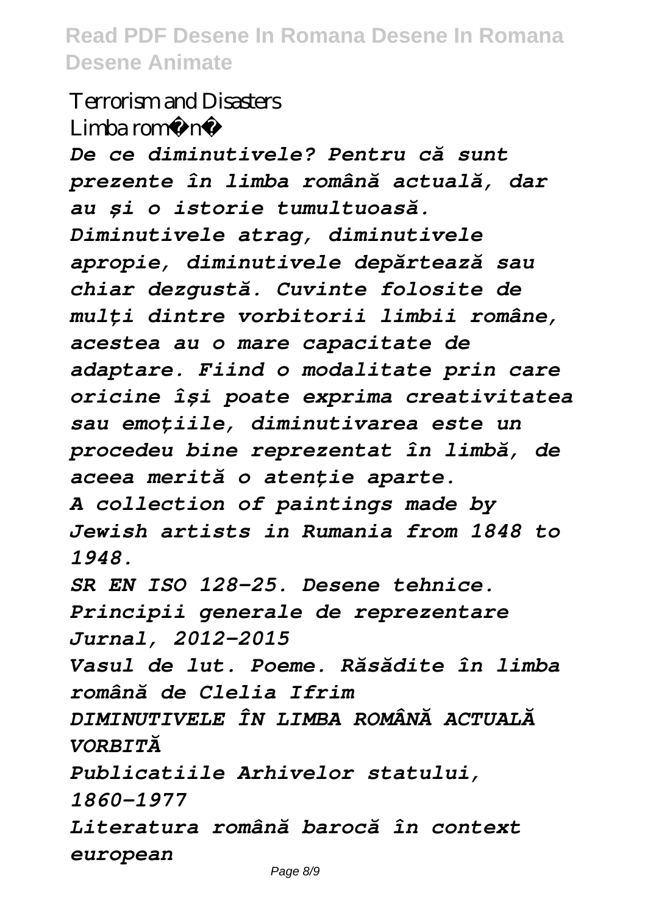Terrorism and Disasters

Limba română

*De ce diminutivele? Pentru că sunt prezente în limba română actuală, dar au și o istorie tumultuoasă. Diminutivele atrag, diminutivele apropie, diminutivele depărtează sau chiar dezgustă. Cuvinte folosite de mulți dintre vorbitorii limbii române, acestea au o mare capacitate de adaptare. Fiind o modalitate prin care oricine își poate exprima creativitatea sau emoțiile, diminutivarea este un procedeu bine reprezentat în limbă, de aceea merită o atenție aparte.*

*A collection of paintings made by Jewish artists in Rumania from 1848 to 1948.*

*SR EN ISO 128-25. Desene tehnice. Principii generale de reprezentare*

*Jurnal, 2012-2015*

*Vasul de lut. Poeme. Răsădite în limba română de Clelia Ifrim*

*DIMINUTIVELE ÎN LIMBA ROMÂNĂ ACTUALĂ VORBITĂ*

*Publicatiile Arhivelor statului, 1860-1977*

*Literatura română barocă în context european*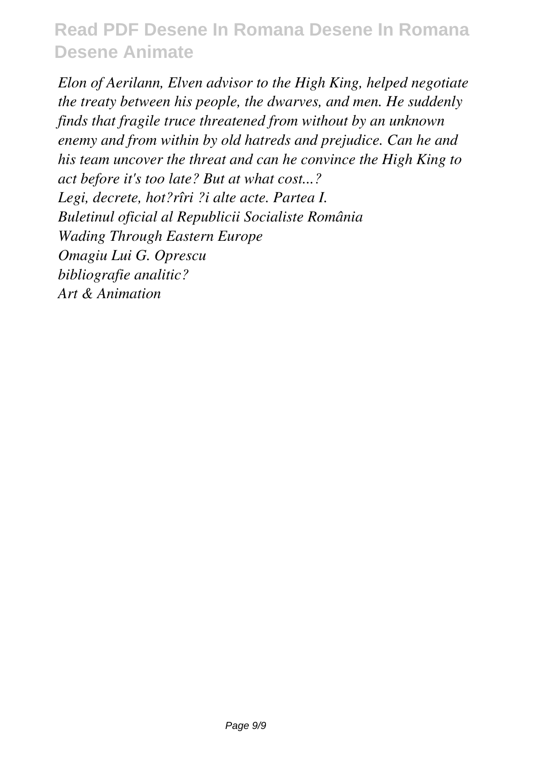*Elon of Aerilann, Elven advisor to the High King, helped negotiate the treaty between his people, the dwarves, and men. He suddenly finds that fragile truce threatened from without by an unknown enemy and from within by old hatreds and prejudice. Can he and his team uncover the threat and can he convince the High King to act before it's too late? But at what cost...?*
*Legi, decrete, hot?rîri ?i alte acte. Partea I.*
*Buletinul oficial al Republicii Socialiste România*
*Wading Through Eastern Europe*
*Omagiu Lui G. Oprescu*
*bibliografie analitic?*
*Art & Animation*